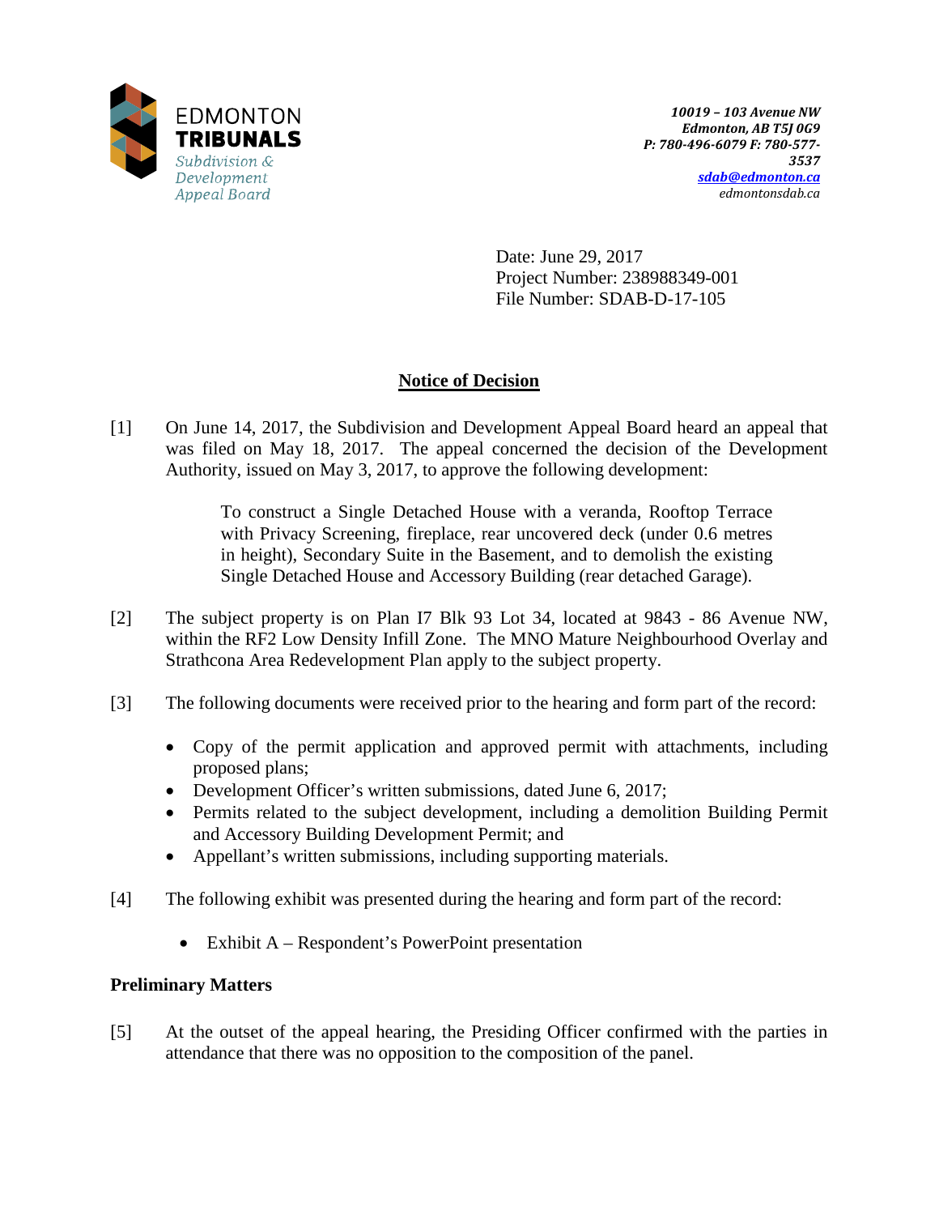EDMONTON
**TRIBUNALS**
*Subdivision & Development Appeal Board*

***10019 – 103 Avenue NW***
***Edmonton, AB T5J 0G9***
***P: 780-496-6079 F: 780-577-3537***
***sdab@edmonton.ca***
*edmontonsdab.ca*

Date: June 29, 2017
Project Number: 238988349-001
File Number: SDAB-D-17-105

## Notice of Decision

[1] On June 14, 2017, the Subdivision and Development Appeal Board heard an appeal that was filed on May 18, 2017. The appeal concerned the decision of the Development Authority, issued on May 3, 2017, to approve the following development:

> To construct a Single Detached House with a veranda, Rooftop Terrace with Privacy Screening, fireplace, rear uncovered deck (under 0.6 metres in height), Secondary Suite in the Basement, and to demolish the existing Single Detached House and Accessory Building (rear detached Garage).

[2] The subject property is on Plan I7 Blk 93 Lot 34, located at 9843 - 86 Avenue NW, within the RF2 Low Density Infill Zone. The MNO Mature Neighbourhood Overlay and Strathcona Area Redevelopment Plan apply to the subject property.

[3] The following documents were received prior to the hearing and form part of the record:

- Copy of the permit application and approved permit with attachments, including proposed plans;
- Development Officer's written submissions, dated June 6, 2017;
- Permits related to the subject development, including a demolition Building Permit and Accessory Building Development Permit; and
- Appellant's written submissions, including supporting materials.

[4] The following exhibit was presented during the hearing and form part of the record:

- Exhibit A – Respondent's PowerPoint presentation

### Preliminary Matters

[5] At the outset of the appeal hearing, the Presiding Officer confirmed with the parties in attendance that there was no opposition to the composition of the panel.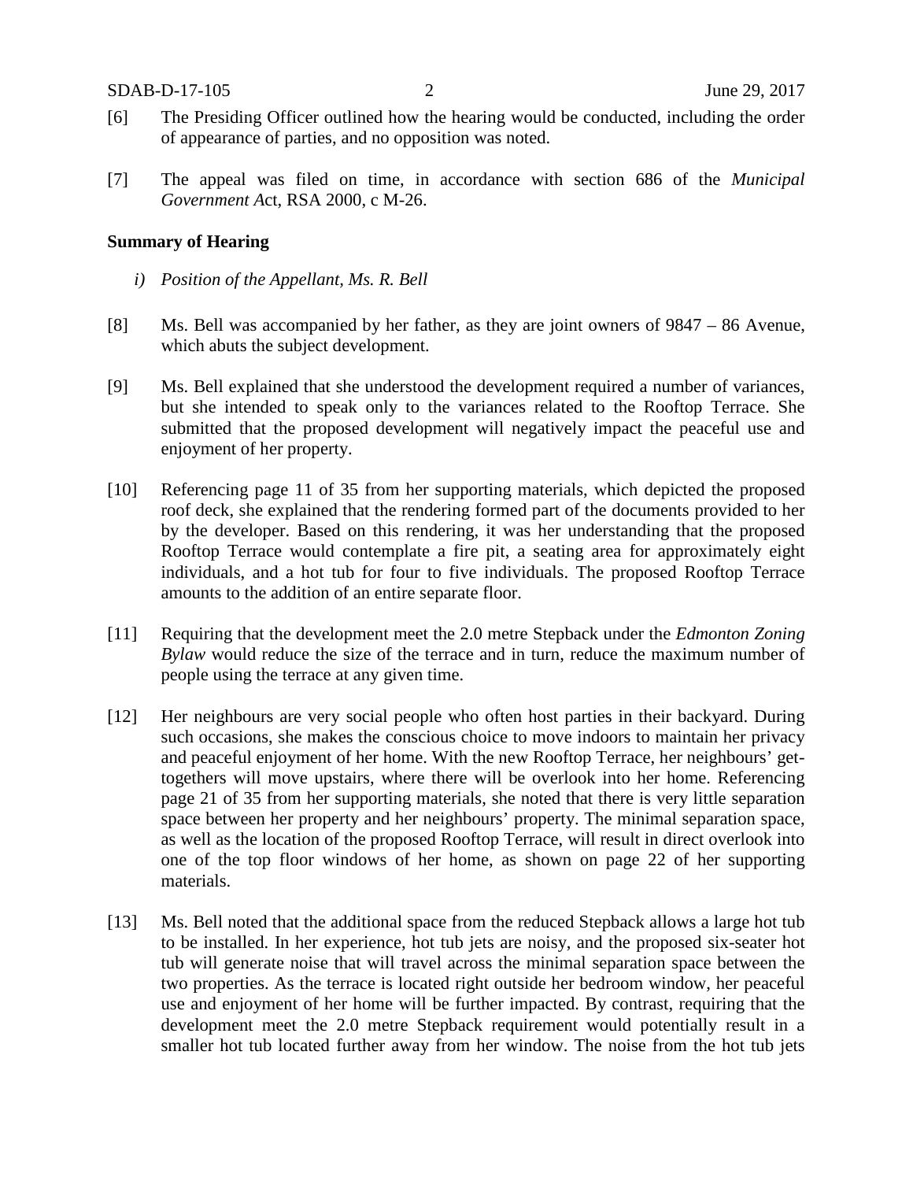[6] The Presiding Officer outlined how the hearing would be conducted, including the order of appearance of parties, and no opposition was noted.

[7] The appeal was filed on time, in accordance with section 686 of the *Municipal Government A*ct, RSA 2000, c M-26.

**Summary of Hearing**

*i) Position of the Appellant, Ms. R. Bell*

[8] Ms. Bell was accompanied by her father, as they are joint owners of 9847 – 86 Avenue, which abuts the subject development.

[9] Ms. Bell explained that she understood the development required a number of variances, but she intended to speak only to the variances related to the Rooftop Terrace. She submitted that the proposed development will negatively impact the peaceful use and enjoyment of her property.

[10] Referencing page 11 of 35 from her supporting materials, which depicted the proposed roof deck, she explained that the rendering formed part of the documents provided to her by the developer. Based on this rendering, it was her understanding that the proposed Rooftop Terrace would contemplate a fire pit, a seating area for approximately eight individuals, and a hot tub for four to five individuals. The proposed Rooftop Terrace amounts to the addition of an entire separate floor.

[11] Requiring that the development meet the 2.0 metre Stepback under the *Edmonton Zoning Bylaw* would reduce the size of the terrace and in turn, reduce the maximum number of people using the terrace at any given time.

[12] Her neighbours are very social people who often host parties in their backyard. During such occasions, she makes the conscious choice to move indoors to maintain her privacy and peaceful enjoyment of her home. With the new Rooftop Terrace, her neighbours' get-togethers will move upstairs, where there will be overlook into her home. Referencing page 21 of 35 from her supporting materials, she noted that there is very little separation space between her property and her neighbours' property. The minimal separation space, as well as the location of the proposed Rooftop Terrace, will result in direct overlook into one of the top floor windows of her home, as shown on page 22 of her supporting materials.

[13] Ms. Bell noted that the additional space from the reduced Stepback allows a large hot tub to be installed. In her experience, hot tub jets are noisy, and the proposed six-seater hot tub will generate noise that will travel across the minimal separation space between the two properties. As the terrace is located right outside her bedroom window, her peaceful use and enjoyment of her home will be further impacted. By contrast, requiring that the development meet the 2.0 metre Stepback requirement would potentially result in a smaller hot tub located further away from her window. The noise from the hot tub jets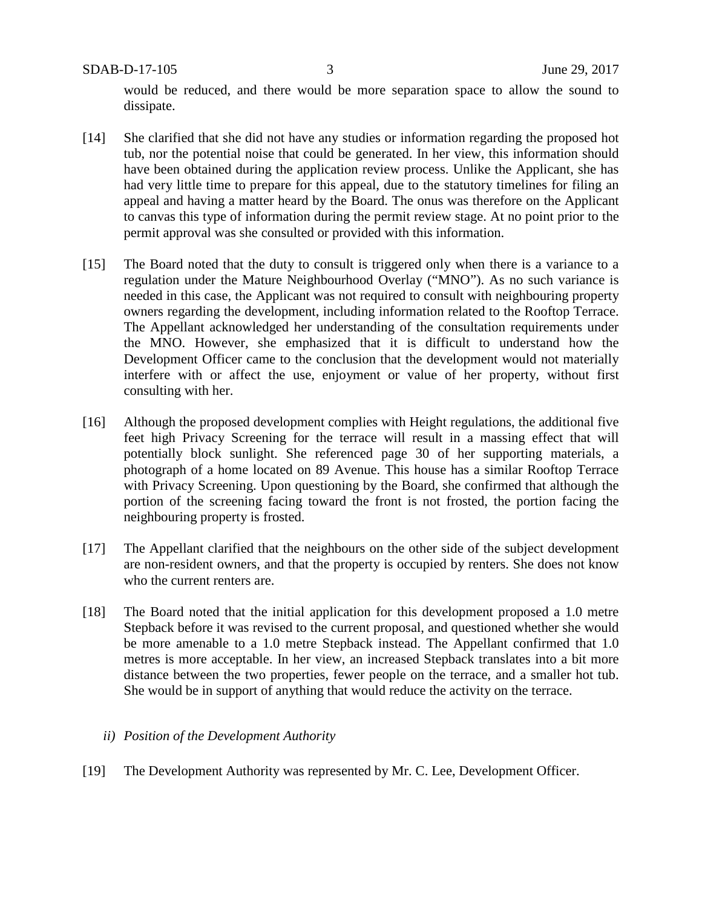would be reduced, and there would be more separation space to allow the sound to dissipate.

[14] She clarified that she did not have any studies or information regarding the proposed hot tub, nor the potential noise that could be generated. In her view, this information should have been obtained during the application review process. Unlike the Applicant, she has had very little time to prepare for this appeal, due to the statutory timelines for filing an appeal and having a matter heard by the Board. The onus was therefore on the Applicant to canvas this type of information during the permit review stage. At no point prior to the permit approval was she consulted or provided with this information.

[15] The Board noted that the duty to consult is triggered only when there is a variance to a regulation under the Mature Neighbourhood Overlay ("MNO"). As no such variance is needed in this case, the Applicant was not required to consult with neighbouring property owners regarding the development, including information related to the Rooftop Terrace. The Appellant acknowledged her understanding of the consultation requirements under the MNO. However, she emphasized that it is difficult to understand how the Development Officer came to the conclusion that the development would not materially interfere with or affect the use, enjoyment or value of her property, without first consulting with her.

[16] Although the proposed development complies with Height regulations, the additional five feet high Privacy Screening for the terrace will result in a massing effect that will potentially block sunlight. She referenced page 30 of her supporting materials, a photograph of a home located on 89 Avenue. This house has a similar Rooftop Terrace with Privacy Screening. Upon questioning by the Board, she confirmed that although the portion of the screening facing toward the front is not frosted, the portion facing the neighbouring property is frosted.

[17] The Appellant clarified that the neighbours on the other side of the subject development are non-resident owners, and that the property is occupied by renters. She does not know who the current renters are.

[18] The Board noted that the initial application for this development proposed a 1.0 metre Stepback before it was revised to the current proposal, and questioned whether she would be more amenable to a 1.0 metre Stepback instead. The Appellant confirmed that 1.0 metres is more acceptable. In her view, an increased Stepback translates into a bit more distance between the two properties, fewer people on the terrace, and a smaller hot tub. She would be in support of anything that would reduce the activity on the terrace.

*ii) Position of the Development Authority*

[19] The Development Authority was represented by Mr. C. Lee, Development Officer.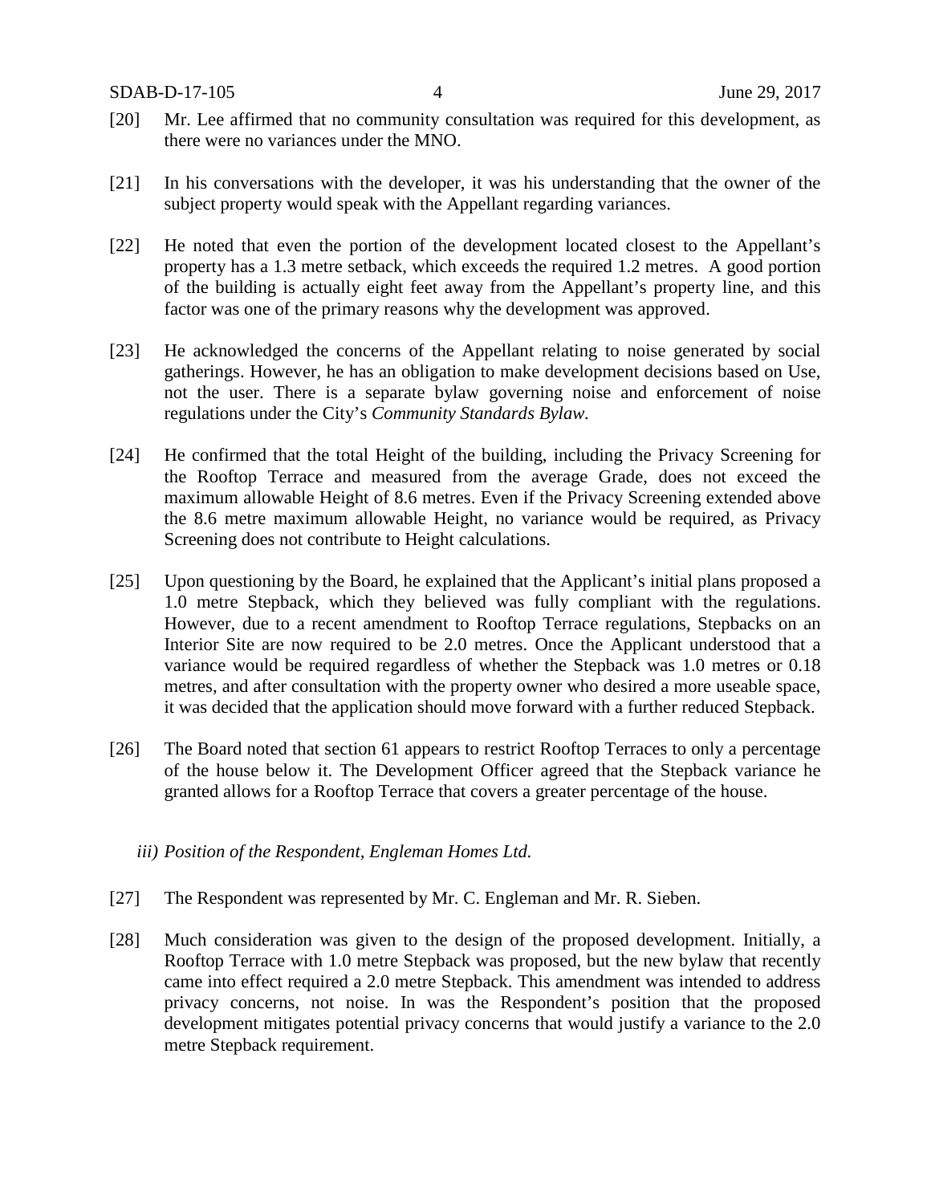[20] Mr. Lee affirmed that no community consultation was required for this development, as there were no variances under the MNO.

[21] In his conversations with the developer, it was his understanding that the owner of the subject property would speak with the Appellant regarding variances.

[22] He noted that even the portion of the development located closest to the Appellant's property has a 1.3 metre setback, which exceeds the required 1.2 metres. A good portion of the building is actually eight feet away from the Appellant's property line, and this factor was one of the primary reasons why the development was approved.

[23] He acknowledged the concerns of the Appellant relating to noise generated by social gatherings. However, he has an obligation to make development decisions based on Use, not the user. There is a separate bylaw governing noise and enforcement of noise regulations under the City's *Community Standards Bylaw.*

[24] He confirmed that the total Height of the building, including the Privacy Screening for the Rooftop Terrace and measured from the average Grade, does not exceed the maximum allowable Height of 8.6 metres. Even if the Privacy Screening extended above the 8.6 metre maximum allowable Height, no variance would be required, as Privacy Screening does not contribute to Height calculations.

[25] Upon questioning by the Board, he explained that the Applicant's initial plans proposed a 1.0 metre Stepback, which they believed was fully compliant with the regulations. However, due to a recent amendment to Rooftop Terrace regulations, Stepbacks on an Interior Site are now required to be 2.0 metres. Once the Applicant understood that a variance would be required regardless of whether the Stepback was 1.0 metres or 0.18 metres, and after consultation with the property owner who desired a more useable space, it was decided that the application should move forward with a further reduced Stepback.

[26] The Board noted that section 61 appears to restrict Rooftop Terraces to only a percentage of the house below it. The Development Officer agreed that the Stepback variance he granted allows for a Rooftop Terrace that covers a greater percentage of the house.

*iii) Position of the Respondent, Engleman Homes Ltd.*

[27] The Respondent was represented by Mr. C. Engleman and Mr. R. Sieben.

[28] Much consideration was given to the design of the proposed development. Initially, a Rooftop Terrace with 1.0 metre Stepback was proposed, but the new bylaw that recently came into effect required a 2.0 metre Stepback. This amendment was intended to address privacy concerns, not noise. In was the Respondent's position that the proposed development mitigates potential privacy concerns that would justify a variance to the 2.0 metre Stepback requirement.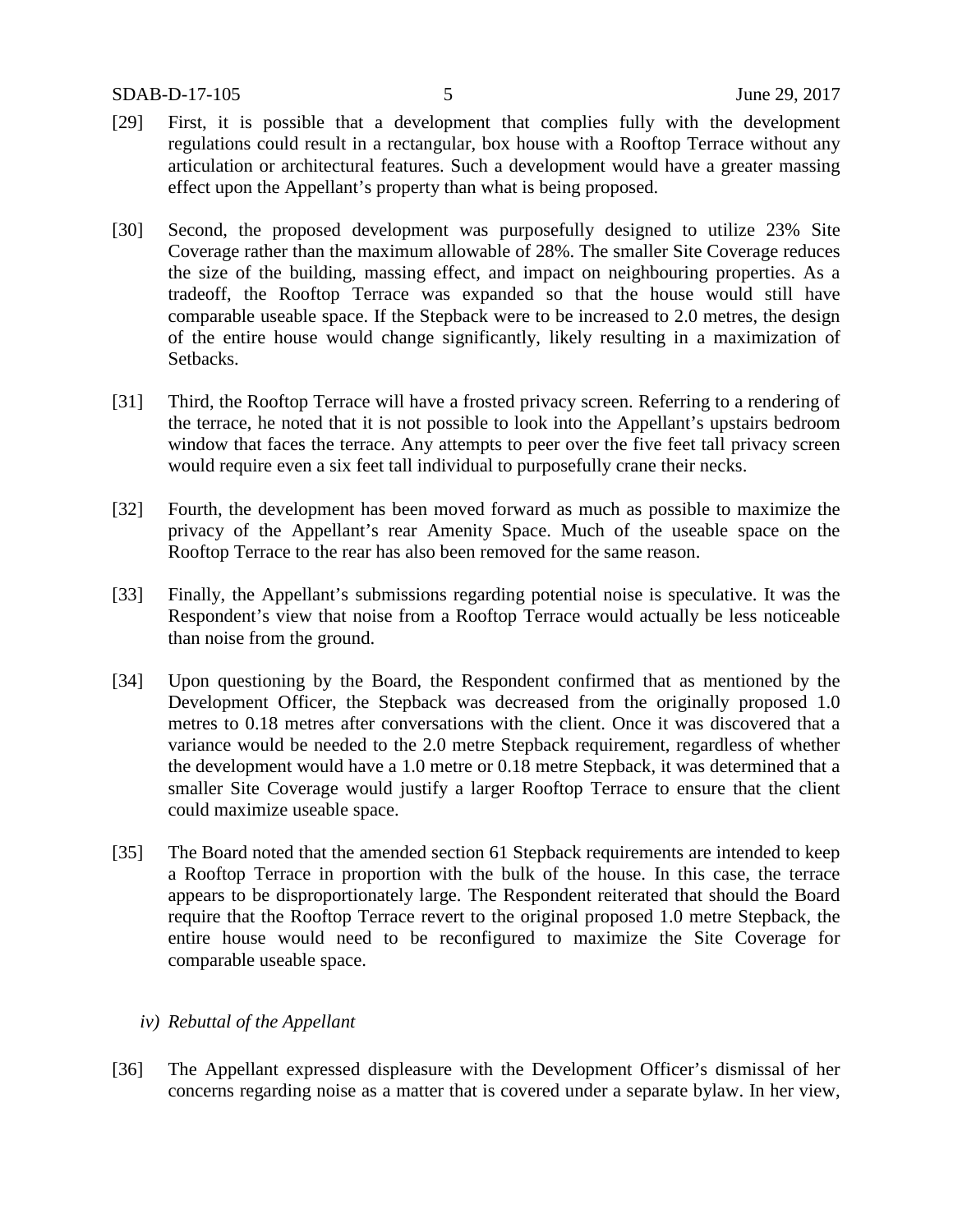[29] First, it is possible that a development that complies fully with the development regulations could result in a rectangular, box house with a Rooftop Terrace without any articulation or architectural features. Such a development would have a greater massing effect upon the Appellant's property than what is being proposed.

[30] Second, the proposed development was purposefully designed to utilize 23% Site Coverage rather than the maximum allowable of 28%. The smaller Site Coverage reduces the size of the building, massing effect, and impact on neighbouring properties. As a tradeoff, the Rooftop Terrace was expanded so that the house would still have comparable useable space. If the Stepback were to be increased to 2.0 metres, the design of the entire house would change significantly, likely resulting in a maximization of Setbacks.

[31] Third, the Rooftop Terrace will have a frosted privacy screen. Referring to a rendering of the terrace, he noted that it is not possible to look into the Appellant's upstairs bedroom window that faces the terrace. Any attempts to peer over the five feet tall privacy screen would require even a six feet tall individual to purposefully crane their necks.

[32] Fourth, the development has been moved forward as much as possible to maximize the privacy of the Appellant's rear Amenity Space. Much of the useable space on the Rooftop Terrace to the rear has also been removed for the same reason.

[33] Finally, the Appellant's submissions regarding potential noise is speculative. It was the Respondent's view that noise from a Rooftop Terrace would actually be less noticeable than noise from the ground.

[34] Upon questioning by the Board, the Respondent confirmed that as mentioned by the Development Officer, the Stepback was decreased from the originally proposed 1.0 metres to 0.18 metres after conversations with the client. Once it was discovered that a variance would be needed to the 2.0 metre Stepback requirement, regardless of whether the development would have a 1.0 metre or 0.18 metre Stepback, it was determined that a smaller Site Coverage would justify a larger Rooftop Terrace to ensure that the client could maximize useable space.

[35] The Board noted that the amended section 61 Stepback requirements are intended to keep a Rooftop Terrace in proportion with the bulk of the house. In this case, the terrace appears to be disproportionately large. The Respondent reiterated that should the Board require that the Rooftop Terrace revert to the original proposed 1.0 metre Stepback, the entire house would need to be reconfigured to maximize the Site Coverage for comparable useable space.

*iv) Rebuttal of the Appellant*

[36] The Appellant expressed displeasure with the Development Officer's dismissal of her concerns regarding noise as a matter that is covered under a separate bylaw. In her view,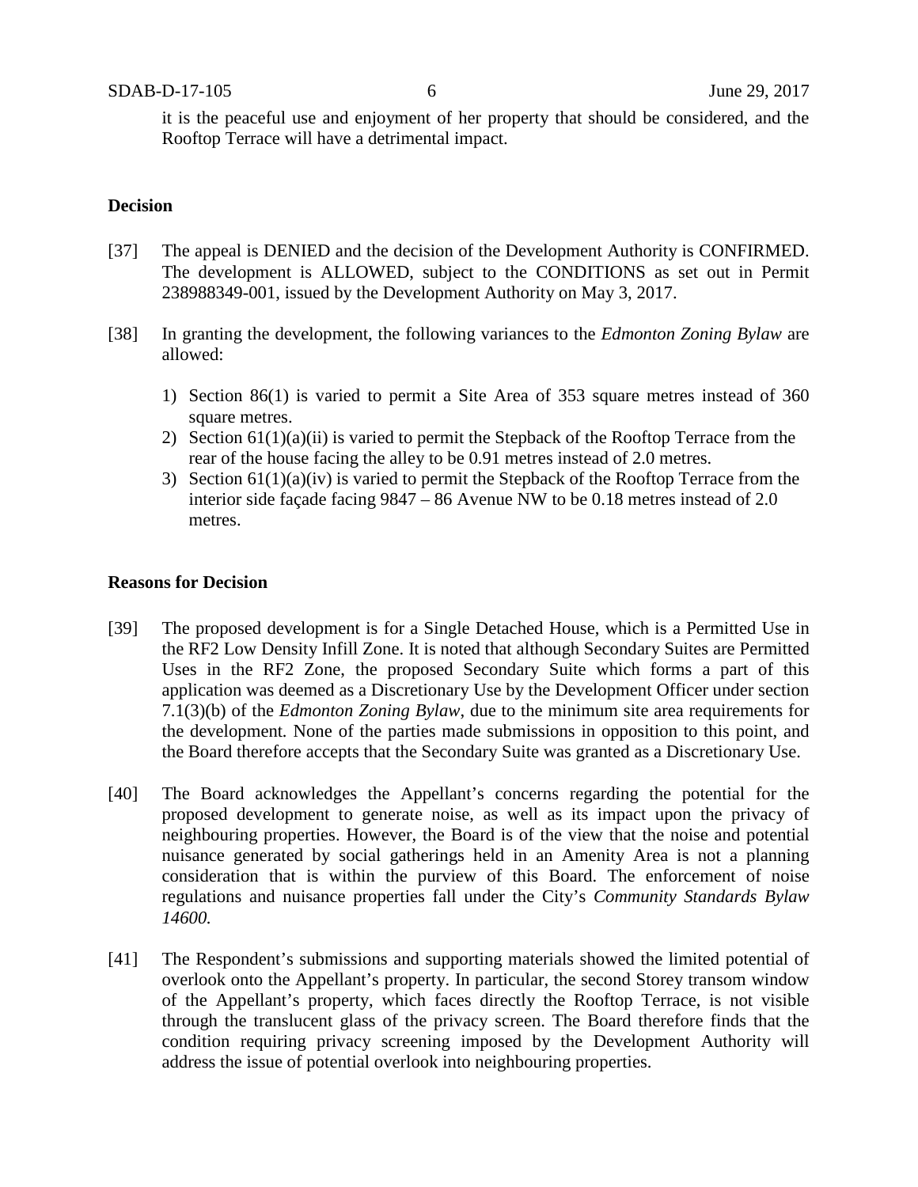it is the peaceful use and enjoyment of her property that should be considered, and the Rooftop Terrace will have a detrimental impact.

**Decision**

[37] The appeal is DENIED and the decision of the Development Authority is CONFIRMED. The development is ALLOWED, subject to the CONDITIONS as set out in Permit 238988349-001, issued by the Development Authority on May 3, 2017.

[38] In granting the development, the following variances to the *Edmonton Zoning Bylaw* are allowed:

1) Section 86(1) is varied to permit a Site Area of 353 square metres instead of 360 square metres.
2) Section 61(1)(a)(ii) is varied to permit the Stepback of the Rooftop Terrace from the rear of the house facing the alley to be 0.91 metres instead of 2.0 metres.
3) Section 61(1)(a)(iv) is varied to permit the Stepback of the Rooftop Terrace from the interior side façade facing 9847 – 86 Avenue NW to be 0.18 metres instead of 2.0 metres.

**Reasons for Decision**

[39] The proposed development is for a Single Detached House, which is a Permitted Use in the RF2 Low Density Infill Zone. It is noted that although Secondary Suites are Permitted Uses in the RF2 Zone, the proposed Secondary Suite which forms a part of this application was deemed as a Discretionary Use by the Development Officer under section 7.1(3)(b) of the *Edmonton Zoning Bylaw*, due to the minimum site area requirements for the development. None of the parties made submissions in opposition to this point, and the Board therefore accepts that the Secondary Suite was granted as a Discretionary Use.

[40] The Board acknowledges the Appellant's concerns regarding the potential for the proposed development to generate noise, as well as its impact upon the privacy of neighbouring properties. However, the Board is of the view that the noise and potential nuisance generated by social gatherings held in an Amenity Area is not a planning consideration that is within the purview of this Board. The enforcement of noise regulations and nuisance properties fall under the City's *Community Standards Bylaw 14600.*

[41] The Respondent's submissions and supporting materials showed the limited potential of overlook onto the Appellant's property. In particular, the second Storey transom window of the Appellant's property, which faces directly the Rooftop Terrace, is not visible through the translucent glass of the privacy screen. The Board therefore finds that the condition requiring privacy screening imposed by the Development Authority will address the issue of potential overlook into neighbouring properties.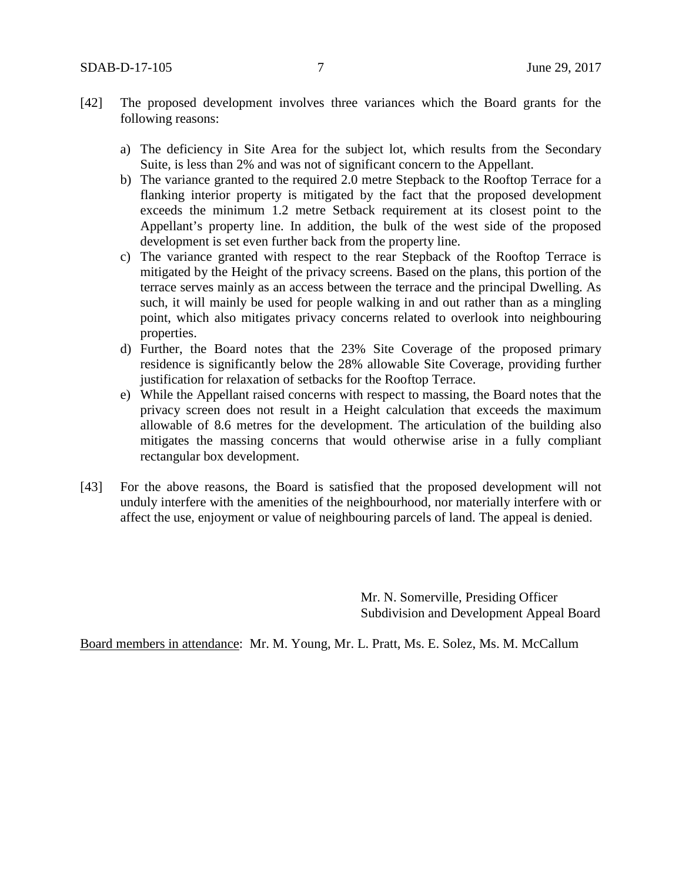[42] The proposed development involves three variances which the Board grants for the following reasons:

a) The deficiency in Site Area for the subject lot, which results from the Secondary Suite, is less than 2% and was not of significant concern to the Appellant.
b) The variance granted to the required 2.0 metre Stepback to the Rooftop Terrace for a flanking interior property is mitigated by the fact that the proposed development exceeds the minimum 1.2 metre Setback requirement at its closest point to the Appellant's property line. In addition, the bulk of the west side of the proposed development is set even further back from the property line.
c) The variance granted with respect to the rear Stepback of the Rooftop Terrace is mitigated by the Height of the privacy screens. Based on the plans, this portion of the terrace serves mainly as an access between the terrace and the principal Dwelling. As such, it will mainly be used for people walking in and out rather than as a mingling point, which also mitigates privacy concerns related to overlook into neighbouring properties.
d) Further, the Board notes that the 23% Site Coverage of the proposed primary residence is significantly below the 28% allowable Site Coverage, providing further justification for relaxation of setbacks for the Rooftop Terrace.
e) While the Appellant raised concerns with respect to massing, the Board notes that the privacy screen does not result in a Height calculation that exceeds the maximum allowable of 8.6 metres for the development. The articulation of the building also mitigates the massing concerns that would otherwise arise in a fully compliant rectangular box development.

[43] For the above reasons, the Board is satisfied that the proposed development will not unduly interfere with the amenities of the neighbourhood, nor materially interfere with or affect the use, enjoyment or value of neighbouring parcels of land. The appeal is denied.

Mr. N. Somerville, Presiding Officer
Subdivision and Development Appeal Board

Board members in attendance: Mr. M. Young, Mr. L. Pratt, Ms. E. Solez, Ms. M. McCallum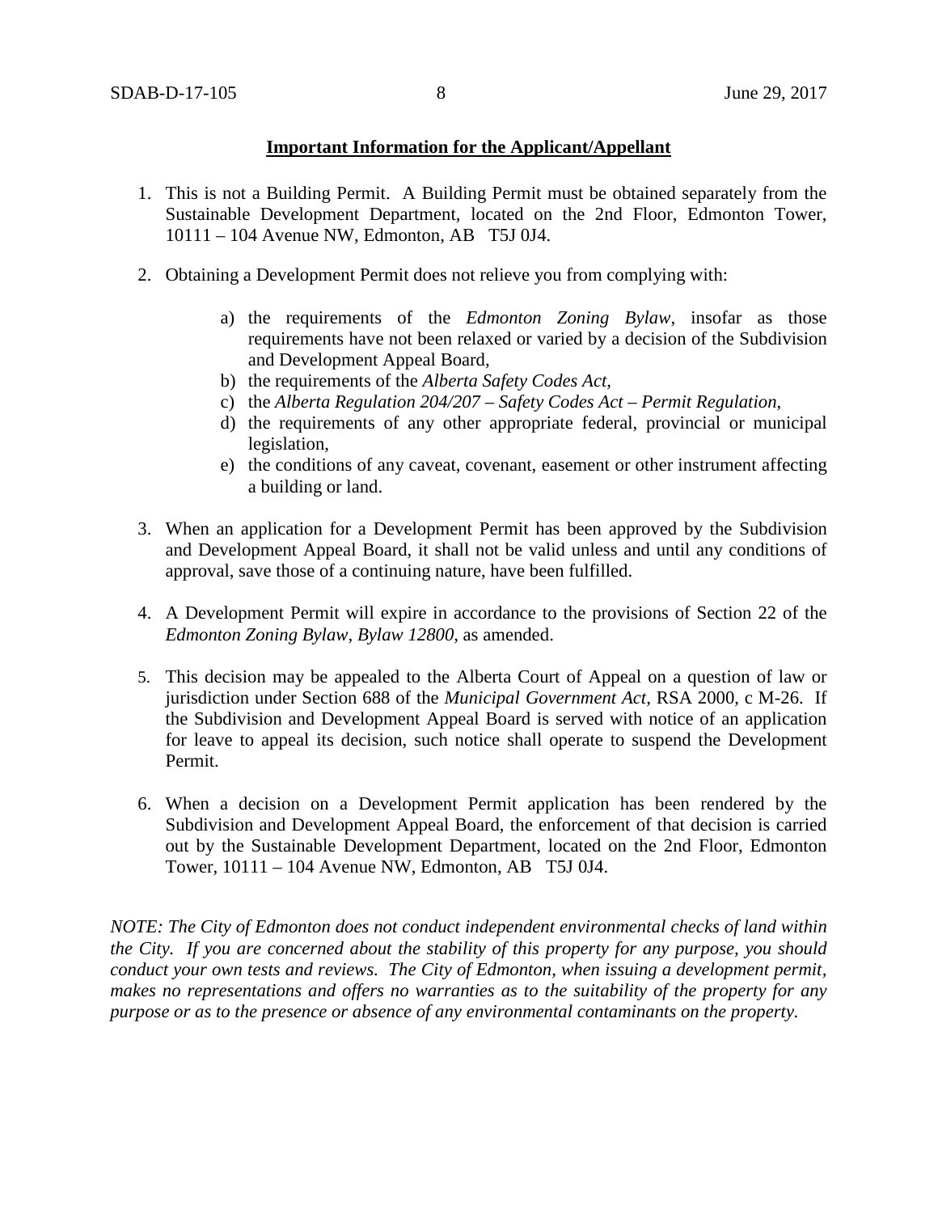**Important Information for the Applicant/Appellant**

1. This is not a Building Permit. A Building Permit must be obtained separately from the Sustainable Development Department, located on the 2nd Floor, Edmonton Tower, 10111 – 104 Avenue NW, Edmonton, AB T5J 0J4.

2. Obtaining a Development Permit does not relieve you from complying with:

    a) the requirements of the *Edmonton Zoning Bylaw*, insofar as those requirements have not been relaxed or varied by a decision of the Subdivision and Development Appeal Board,
    b) the requirements of the *Alberta Safety Codes Act*,
    c) the *Alberta Regulation 204/207 – Safety Codes Act – Permit Regulation*,
    d) the requirements of any other appropriate federal, provincial or municipal legislation,
    e) the conditions of any caveat, covenant, easement or other instrument affecting a building or land.

3. When an application for a Development Permit has been approved by the Subdivision and Development Appeal Board, it shall not be valid unless and until any conditions of approval, save those of a continuing nature, have been fulfilled.

4. A Development Permit will expire in accordance to the provisions of Section 22 of the *Edmonton Zoning Bylaw, Bylaw 12800*, as amended.

5. This decision may be appealed to the Alberta Court of Appeal on a question of law or jurisdiction under Section 688 of the *Municipal Government Act*, RSA 2000, c M-26. If the Subdivision and Development Appeal Board is served with notice of an application for leave to appeal its decision, such notice shall operate to suspend the Development Permit.

6. When a decision on a Development Permit application has been rendered by the Subdivision and Development Appeal Board, the enforcement of that decision is carried out by the Sustainable Development Department, located on the 2nd Floor, Edmonton Tower, 10111 – 104 Avenue NW, Edmonton, AB T5J 0J4.

*NOTE: The City of Edmonton does not conduct independent environmental checks of land within the City. If you are concerned about the stability of this property for any purpose, you should conduct your own tests and reviews. The City of Edmonton, when issuing a development permit, makes no representations and offers no warranties as to the suitability of the property for any purpose or as to the presence or absence of any environmental contaminants on the property.*